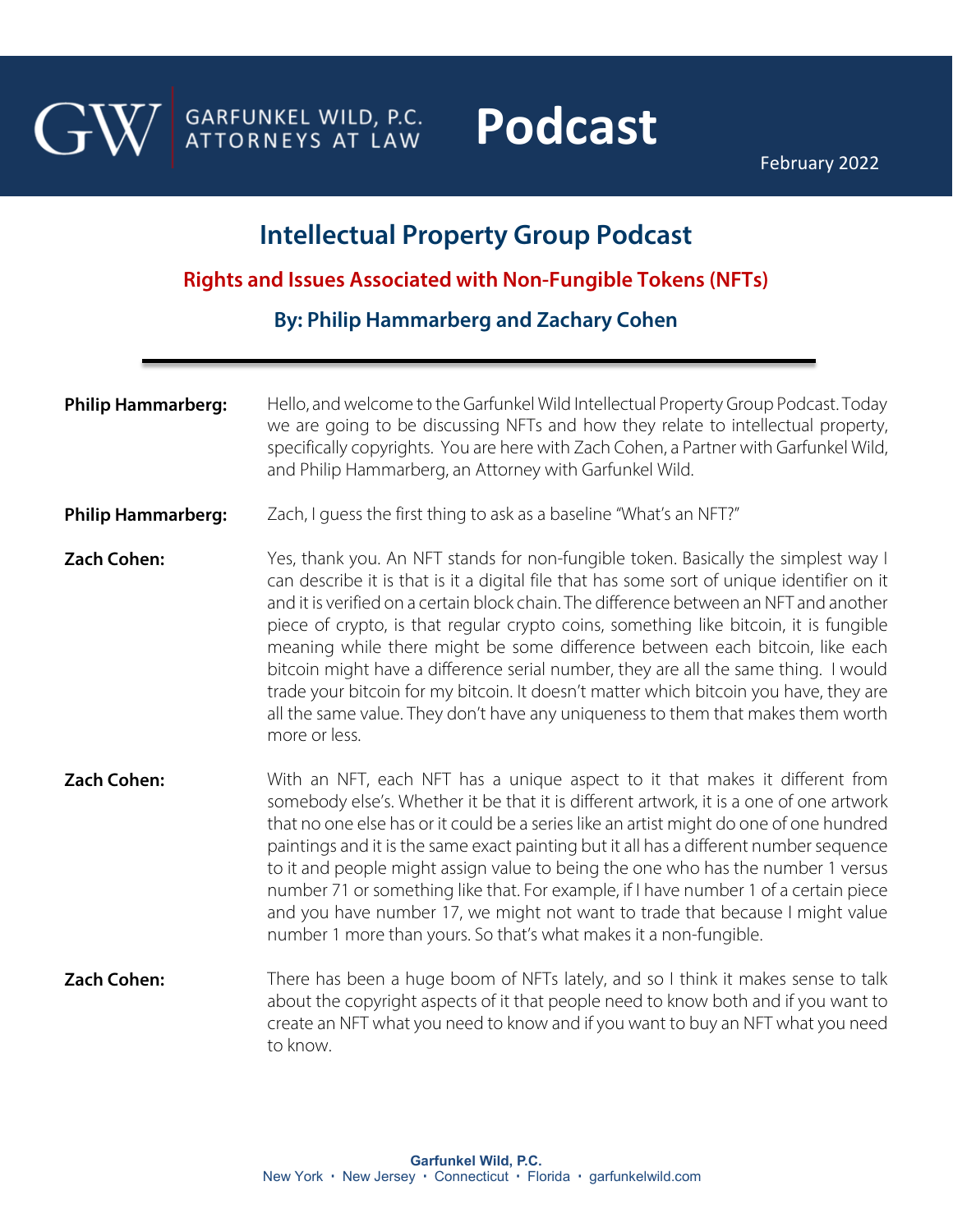GARFUNKEL WILD, P.C.
ATTORNEYS AT LAW

# Podcast

February 2022

## Intellectual Property Group Podcast

### Rights and Issues Associated with Non-Fungible Tokens (NFTs)

### By: Philip Hammarberg and Zachary Cohen

---

**Philip Hammarberg:** Hello, and welcome to the Garfunkel Wild Intellectual Property Group Podcast. Today we are going to be discussing NFTs and how they relate to intellectual property, specifically copyrights. You are here with Zach Cohen, a Partner with Garfunkel Wild, and Philip Hammarberg, an Attorney with Garfunkel Wild.

**Philip Hammarberg:** Zach, I guess the first thing to ask as a baseline "What's an NFT?"

**Zach Cohen:** Yes, thank you. An NFT stands for non-fungible token. Basically the simplest way I can describe it is that is it a digital file that has some sort of unique identifier on it and it is verified on a certain block chain. The difference between an NFT and another piece of crypto, is that regular crypto coins, something like bitcoin, it is fungible meaning while there might be some difference between each bitcoin, like each bitcoin might have a difference serial number, they are all the same thing. I would trade your bitcoin for my bitcoin. It doesn't matter which bitcoin you have, they are all the same value. They don't have any uniqueness to them that makes them worth more or less.

**Zach Cohen:** With an NFT, each NFT has a unique aspect to it that makes it different from somebody else's. Whether it be that it is different artwork, it is a one of one artwork that no one else has or it could be a series like an artist might do one of one hundred paintings and it is the same exact painting but it all has a different number sequence to it and people might assign value to being the one who has the number 1 versus number 71 or something like that. For example, if I have number 1 of a certain piece and you have number 17, we might not want to trade that because I might value number 1 more than yours. So that's what makes it a non-fungible.

**Zach Cohen:** There has been a huge boom of NFTs lately, and so I think it makes sense to talk about the copyright aspects of it that people need to know both and if you want to create an NFT what you need to know and if you want to buy an NFT what you need to know.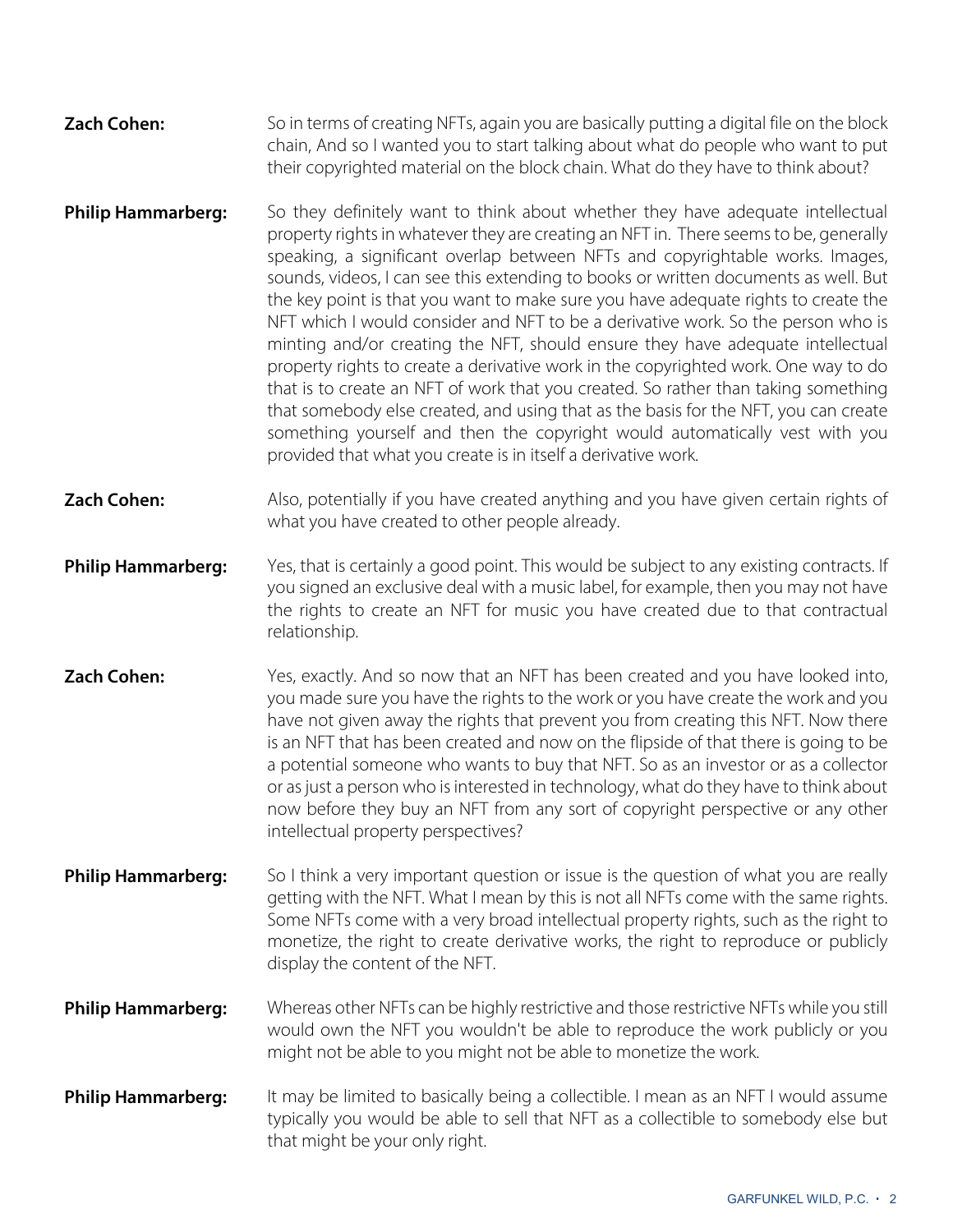**Zach Cohen:** So in terms of creating NFTs, again you are basically putting a digital file on the block chain, And so I wanted you to start talking about what do people who want to put their copyrighted material on the block chain. What do they have to think about?

**Philip Hammarberg:** So they definitely want to think about whether they have adequate intellectual property rights in whatever they are creating an NFT in. There seems to be, generally speaking, a significant overlap between NFTs and copyrightable works. Images, sounds, videos, I can see this extending to books or written documents as well. But the key point is that you want to make sure you have adequate rights to create the NFT which I would consider and NFT to be a derivative work. So the person who is minting and/or creating the NFT, should ensure they have adequate intellectual property rights to create a derivative work in the copyrighted work. One way to do that is to create an NFT of work that you created. So rather than taking something that somebody else created, and using that as the basis for the NFT, you can create something yourself and then the copyright would automatically vest with you provided that what you create is in itself a derivative work.

**Zach Cohen:** Also, potentially if you have created anything and you have given certain rights of what you have created to other people already.

**Philip Hammarberg:** Yes, that is certainly a good point. This would be subject to any existing contracts. If you signed an exclusive deal with a music label, for example, then you may not have the rights to create an NFT for music you have created due to that contractual relationship.

**Zach Cohen:** Yes, exactly. And so now that an NFT has been created and you have looked into, you made sure you have the rights to the work or you have create the work and you have not given away the rights that prevent you from creating this NFT. Now there is an NFT that has been created and now on the flipside of that there is going to be a potential someone who wants to buy that NFT. So as an investor or as a collector or as just a person who is interested in technology, what do they have to think about now before they buy an NFT from any sort of copyright perspective or any other intellectual property perspectives?

**Philip Hammarberg:** So I think a very important question or issue is the question of what you are really getting with the NFT. What I mean by this is not all NFTs come with the same rights. Some NFTs come with a very broad intellectual property rights, such as the right to monetize, the right to create derivative works, the right to reproduce or publicly display the content of the NFT.

**Philip Hammarberg:** Whereas other NFTs can be highly restrictive and those restrictive NFTs while you still would own the NFT you wouldn't be able to reproduce the work publicly or you might not be able to you might not be able to monetize the work.

**Philip Hammarberg:** It may be limited to basically being a collectible. I mean as an NFT I would assume typically you would be able to sell that NFT as a collectible to somebody else but that might be your only right.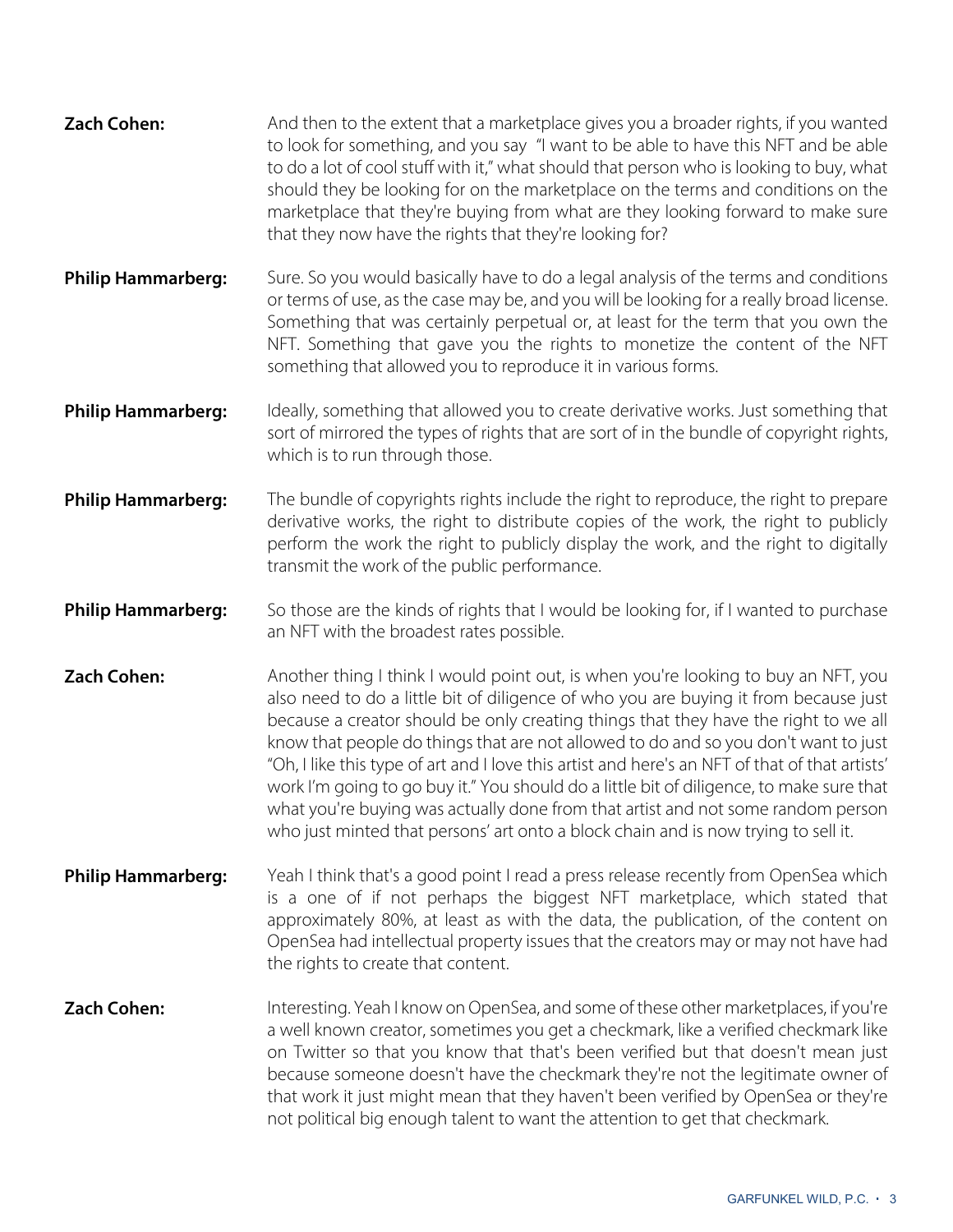**Zach Cohen:** And then to the extent that a marketplace gives you a broader rights, if you wanted to look for something, and you say "I want to be able to have this NFT and be able to do a lot of cool stuff with it," what should that person who is looking to buy, what should they be looking for on the marketplace on the terms and conditions on the marketplace that they're buying from what are they looking forward to make sure that they now have the rights that they're looking for?

**Philip Hammarberg:** Sure. So you would basically have to do a legal analysis of the terms and conditions or terms of use, as the case may be, and you will be looking for a really broad license. Something that was certainly perpetual or, at least for the term that you own the NFT. Something that gave you the rights to monetize the content of the NFT something that allowed you to reproduce it in various forms.

**Philip Hammarberg:** Ideally, something that allowed you to create derivative works. Just something that sort of mirrored the types of rights that are sort of in the bundle of copyright rights, which is to run through those.

**Philip Hammarberg:** The bundle of copyrights rights include the right to reproduce, the right to prepare derivative works, the right to distribute copies of the work, the right to publicly perform the work the right to publicly display the work, and the right to digitally transmit the work of the public performance.

**Philip Hammarberg:** So those are the kinds of rights that I would be looking for, if I wanted to purchase an NFT with the broadest rates possible.

**Zach Cohen:** Another thing I think I would point out, is when you're looking to buy an NFT, you also need to do a little bit of diligence of who you are buying it from because just because a creator should be only creating things that they have the right to we all know that people do things that are not allowed to do and so you don't want to just "Oh, I like this type of art and I love this artist and here's an NFT of that of that artists' work I'm going to go buy it." You should do a little bit of diligence, to make sure that what you're buying was actually done from that artist and not some random person who just minted that persons' art onto a block chain and is now trying to sell it.

**Philip Hammarberg:** Yeah I think that's a good point I read a press release recently from OpenSea which is a one of if not perhaps the biggest NFT marketplace, which stated that approximately 80%, at least as with the data, the publication, of the content on OpenSea had intellectual property issues that the creators may or may not have had the rights to create that content.

**Zach Cohen:** Interesting. Yeah I know on OpenSea, and some of these other marketplaces, if you're a well known creator, sometimes you get a checkmark, like a verified checkmark like on Twitter so that you know that that's been verified but that doesn't mean just because someone doesn't have the checkmark they're not the legitimate owner of that work it just might mean that they haven't been verified by OpenSea or they're not political big enough talent to want the attention to get that checkmark.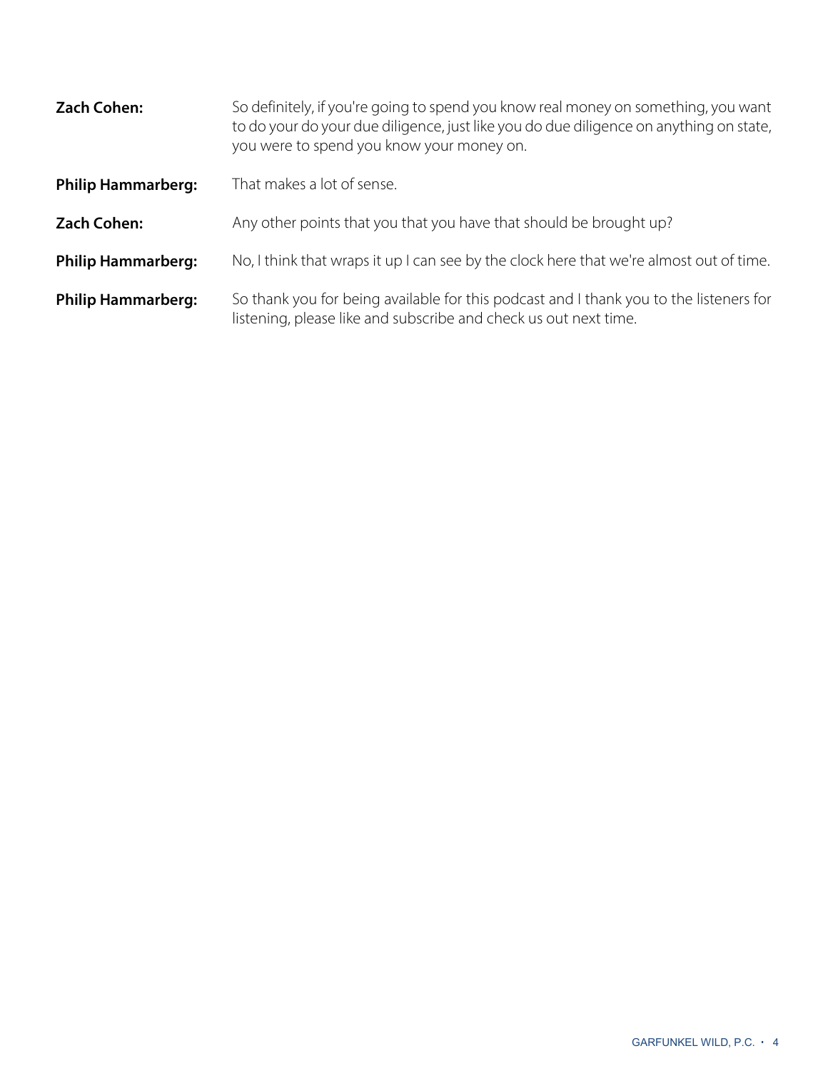**Zach Cohen:** So definitely, if you're going to spend you know real money on something, you want to do your do your due diligence, just like you do due diligence on anything on state, you were to spend you know your money on.

**Philip Hammarberg:** That makes a lot of sense.

**Zach Cohen:** Any other points that you that you have that should be brought up?

**Philip Hammarberg:** No, I think that wraps it up I can see by the clock here that we're almost out of time.

**Philip Hammarberg:** So thank you for being available for this podcast and I thank you to the listeners for listening, please like and subscribe and check us out next time.